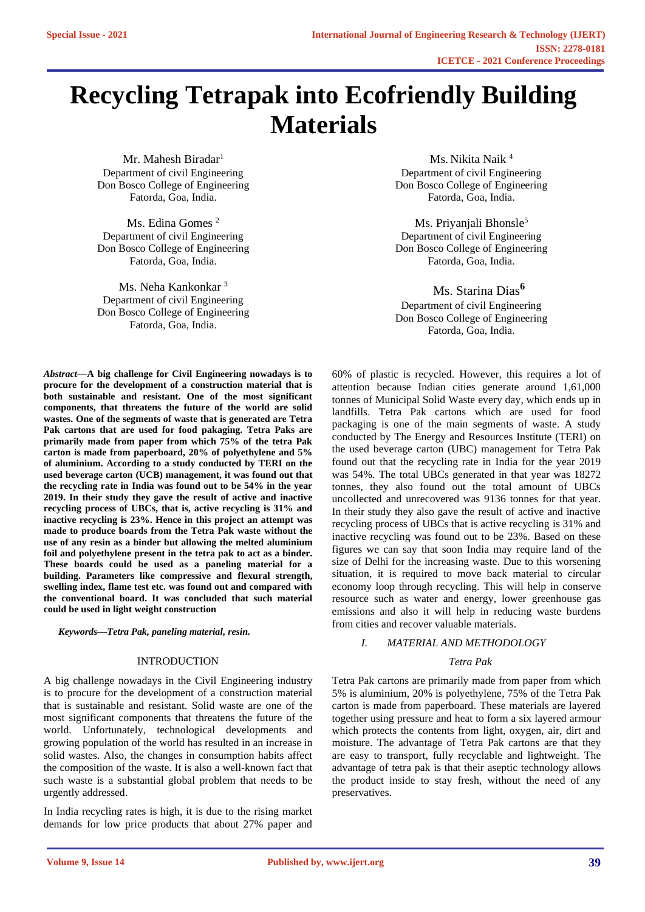# Recycling Tetrapak into Ecofriendly Building Materials

Mr. Mahesh Biradar[1]
Department of civil Engineering
Don Bosco College of Engineering
Fatorda, Goa, India.

Ms. Edina Gomes [2]
Department of civil Engineering
Don Bosco College of Engineering
Fatorda, Goa, India.

Ms. Neha Kankonkar [3]
Department of civil Engineering
Don Bosco College of Engineering
Fatorda, Goa, India.

Ms. Nikita Naik [4]
Department of civil Engineering
Don Bosco College of Engineering
Fatorda, Goa, India.

Ms. Priyanjali Bhonsle[5]
Department of civil Engineering
Don Bosco College of Engineering
Fatorda, Goa, India.

Ms. Starina Dias[6]
Department of civil Engineering
Don Bosco College of Engineering
Fatorda, Goa, India.

***Abstract*—A big challenge for Civil Engineering nowadays is to procure for the development of a construction material that is both sustainable and resistant. One of the most significant components, that threatens the future of the world are solid wastes. One of the segments of waste that is generated are Tetra Pak cartons that are used for food pakaging. Tetra Paks are primarily made from paper from which 75% of the tetra Pak carton is made from paperboard, 20% of polyethylene and 5% of aluminium. According to a study conducted by TERI on the used beverage carton (UCB) management, it was found out that the recycling rate in India was found out to be 54% in the year 2019. In their study they gave the result of active and inactive recycling process of UBCs, that is, active recycling is 31% and inactive recycling is 23%. Hence in this project an attempt was made to produce boards from the Tetra Pak waste without the use of any resin as a binder but allowing the melted aluminium foil and polyethylene present in the tetra pak to act as a binder. These boards could be used as a paneling material for a building. Parameters like compressive and flexural strength, swelling index, flame test etc. was found out and compared with the conventional board. It was concluded that such material could be used in light weight construction**

***Keywords—Tetra Pak, paneling material, resin.***

## INTRODUCTION

A big challenge nowadays in the Civil Engineering industry is to procure for the development of a construction material that is sustainable and resistant. Solid waste are one of the most significant components that threatens the future of the world. Unfortunately, technological developments and growing population of the world has resulted in an increase in solid wastes. Also, the changes in consumption habits affect the composition of the waste. It is also a well-known fact that such waste is a substantial global problem that needs to be urgently addressed.

In India recycling rates is high, it is due to the rising market demands for low price products that about 27% paper and 60% of plastic is recycled. However, this requires a lot of attention because Indian cities generate around 1,61,000 tonnes of Municipal Solid Waste every day, which ends up in landfills. Tetra Pak cartons which are used for food packaging is one of the main segments of waste. A study conducted by The Energy and Resources Institute (TERI) on the used beverage carton (UBC) management for Tetra Pak found out that the recycling rate in India for the year 2019 was 54%. The total UBCs generated in that year was 18272 tonnes, they also found out the total amount of UBCs uncollected and unrecovered was 9136 tonnes for that year. In their study they also gave the result of active and inactive recycling process of UBCs that is active recycling is 31% and inactive recycling was found out to be 23%. Based on these figures we can say that soon India may require land of the size of Delhi for the increasing waste. Due to this worsening situation, it is required to move back material to circular economy loop through recycling. This will help in conserve resource such as water and energy, lower greenhouse gas emissions and also it will help in reducing waste burdens from cities and recover valuable materials.

## I. MATERIAL AND METHODOLOGY

### *Tetra Pak*

Tetra Pak cartons are primarily made from paper from which 5% is aluminium, 20% is polyethylene, 75% of the Tetra Pak carton is made from paperboard. These materials are layered together using pressure and heat to form a six layered armour which protects the contents from light, oxygen, air, dirt and moisture. The advantage of Tetra Pak cartons are that they are easy to transport, fully recyclable and lightweight. The advantage of tetra pak is that their aseptic technology allows the product inside to stay fresh, without the need of any preservatives.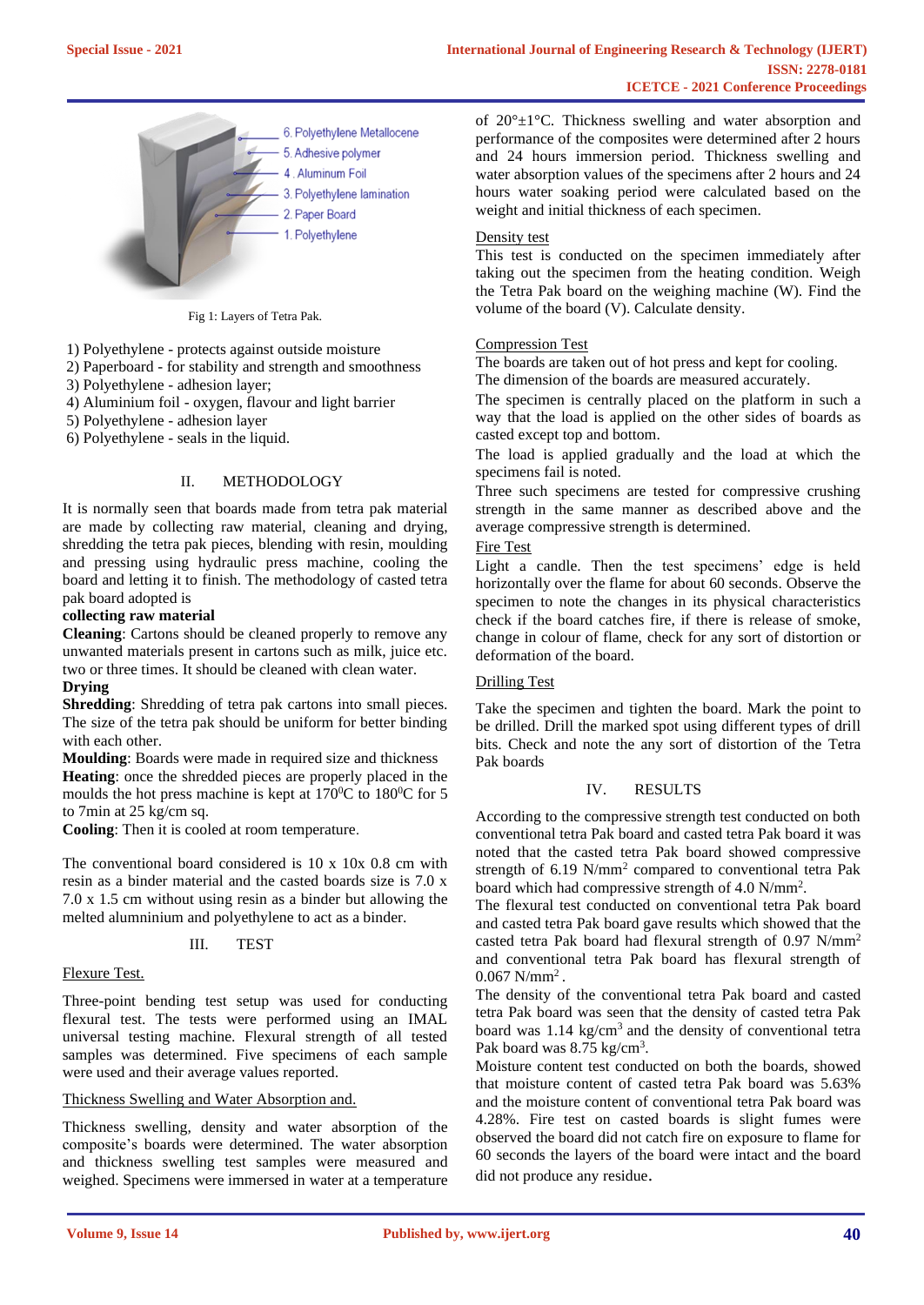6. Polyethylene Metallocene
5. Adhesive polymer
4. Aluminum Foil
3. Polyethylene lamination
2. Paper Board
1. Polyethylene

Fig 1: Layers of Tetra Pak.

1) Polyethylene - protects against outside moisture
2) Paperboard - for stability and strength and smoothness
3) Polyethylene - adhesion layer;
4) Aluminium foil - oxygen, flavour and light barrier
5) Polyethylene - adhesion layer
6) Polyethylene - seals in the liquid.

## II. METHODOLOGY

It is normally seen that boards made from tetra pak material are made by collecting raw material, cleaning and drying, shredding the tetra pak pieces, blending with resin, moulding and pressing using hydraulic press machine, cooling the board and letting it to finish. The methodology of casted tetra pak board adopted is

**collecting raw material**

**Cleaning**: Cartons should be cleaned properly to remove any unwanted materials present in cartons such as milk, juice etc. two or three times. It should be cleaned with clean water.

**Drying**

**Shredding**: Shredding of tetra pak cartons into small pieces. The size of the tetra pak should be uniform for better binding with each other.

**Moulding**: Boards were made in required size and thickness

**Heating**: once the shredded pieces are properly placed in the moulds the hot press machine is kept at 170$^0$C to 180$^0$C for 5 to 7min at 25 kg/cm sq.

**Cooling**: Then it is cooled at room temperature.

The conventional board considered is 10 x 10x 0.8 cm with resin as a binder material and the casted boards size is 7.0 x 7.0 x 1.5 cm without using resin as a binder but allowing the melted alumninium and polyethylene to act as a binder.

## III. TEST

Flexure Test.

Three-point bending test setup was used for conducting flexural test. The tests were performed using an IMAL universal testing machine. Flexural strength of all tested samples was determined. Five specimens of each sample were used and their average values reported.

Thickness Swelling and Water Absorption and.

Thickness swelling, density and water absorption of the composite's boards were determined. The water absorption and thickness swelling test samples were measured and weighed. Specimens were immersed in water at a temperature of 20°±1°C. Thickness swelling and water absorption and performance of the composites were determined after 2 hours and 24 hours immersion period. Thickness swelling and water absorption values of the specimens after 2 hours and 24 hours water soaking period were calculated based on the weight and initial thickness of each specimen.

Density test

This test is conducted on the specimen immediately after taking out the specimen from the heating condition. Weigh the Tetra Pak board on the weighing machine (W). Find the volume of the board (V). Calculate density.

Compression Test

The boards are taken out of hot press and kept for cooling.
The dimension of the boards are measured accurately.

The specimen is centrally placed on the platform in such a way that the load is applied on the other sides of boards as casted except top and bottom.

The load is applied gradually and the load at which the specimens fail is noted.

Three such specimens are tested for compressive crushing strength in the same manner as described above and the average compressive strength is determined.

Fire Test

Light a candle. Then the test specimens' edge is held horizontally over the flame for about 60 seconds. Observe the specimen to note the changes in its physical characteristics check if the board catches fire, if there is release of smoke, change in colour of flame, check for any sort of distortion or deformation of the board.

Drilling Test

Take the specimen and tighten the board. Mark the point to be drilled. Drill the marked spot using different types of drill bits. Check and note the any sort of distortion of the Tetra Pak boards

## IV. RESULTS

According to the compressive strength test conducted on both conventional tetra Pak board and casted tetra Pak board it was noted that the casted tetra Pak board showed compressive strength of 6.19 N/mm$^2$ compared to conventional tetra Pak board which had compressive strength of 4.0 N/mm$^2$.

The flexural test conducted on conventional tetra Pak board and casted tetra Pak board gave results which showed that the casted tetra Pak board had flexural strength of 0.97 N/mm$^2$ and conventional tetra Pak board has flexural strength of 0.067 N/mm$^2$.

The density of the conventional tetra Pak board and casted tetra Pak board was seen that the density of casted tetra Pak board was 1.14 kg/cm$^3$ and the density of conventional tetra Pak board was 8.75 kg/cm$^3$.

Moisture content test conducted on both the boards, showed that moisture content of casted tetra Pak board was 5.63% and the moisture content of conventional tetra Pak board was 4.28%. Fire test on casted boards is slight fumes were observed the board did not catch fire on exposure to flame for 60 seconds the layers of the board were intact and the board did not produce any residue.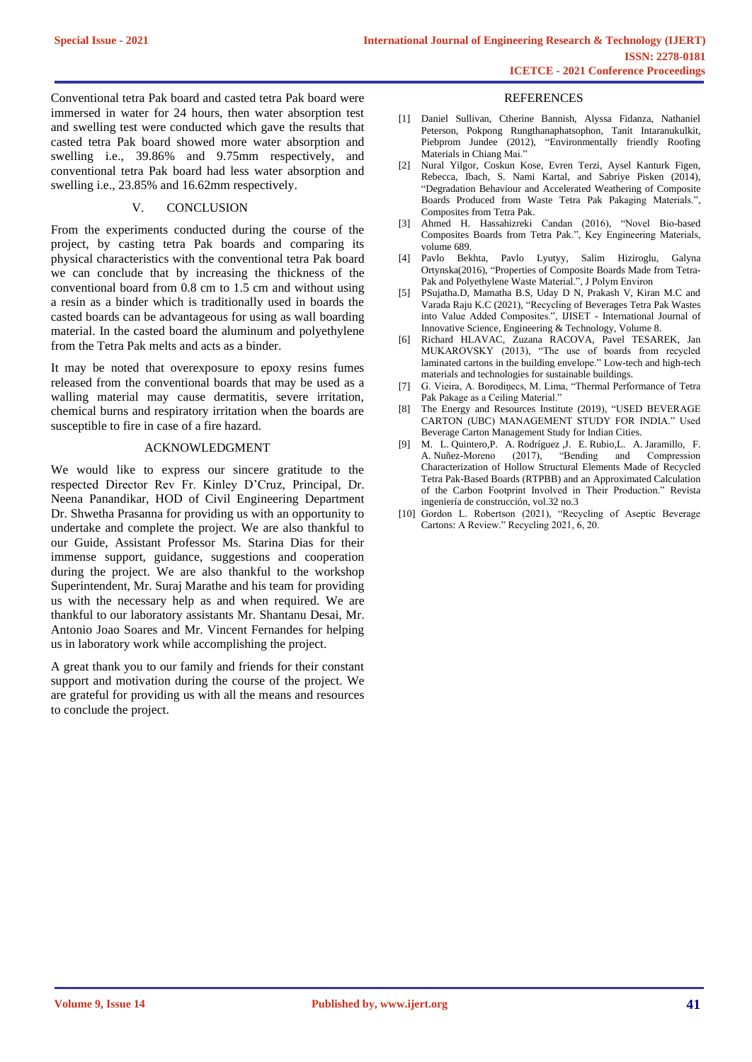Conventional tetra Pak board and casted tetra Pak board were immersed in water for 24 hours, then water absorption test and swelling test were conducted which gave the results that casted tetra Pak board showed more water absorption and swelling i.e., 39.86% and 9.75mm respectively, and conventional tetra Pak board had less water absorption and swelling i.e., 23.85% and 16.62mm respectively.

## V. CONCLUSION

From the experiments conducted during the course of the project, by casting tetra Pak boards and comparing its physical characteristics with the conventional tetra Pak board we can conclude that by increasing the thickness of the conventional board from 0.8 cm to 1.5 cm and without using a resin as a binder which is traditionally used in boards the casted boards can be advantageous for using as wall boarding material. In the casted board the aluminum and polyethylene from the Tetra Pak melts and acts as a binder.

It may be noted that overexposure to epoxy resins fumes released from the conventional boards that may be used as a walling material may cause dermatitis, severe irritation, chemical burns and respiratory irritation when the boards are susceptible to fire in case of a fire hazard.

## ACKNOWLEDGMENT

We would like to express our sincere gratitude to the respected Director Rev Fr. Kinley D'Cruz, Principal, Dr. Neena Panandikar, HOD of Civil Engineering Department Dr. Shwetha Prasanna for providing us with an opportunity to undertake and complete the project. We are also thankful to our Guide, Assistant Professor Ms. Starina Dias for their immense support, guidance, suggestions and cooperation during the project. We are also thankful to the workshop Superintendent, Mr. Suraj Marathe and his team for providing us with the necessary help as and when required. We are thankful to our laboratory assistants Mr. Shantanu Desai, Mr. Antonio Joao Soares and Mr. Vincent Fernandes for helping us in laboratory work while accomplishing the project.

A great thank you to our family and friends for their constant support and motivation during the course of the project. We are grateful for providing us with all the means and resources to conclude the project.

## REFERENCES

[1] Daniel Sullivan, Ctherine Bannish, Alyssa Fidanza, Nathaniel Peterson, Pokpong Rungthanaphatsophon, Tanit Intaranukulkit, Piebprom Jundee (2012), "Environmentally friendly Roofing Materials in Chiang Mai."

[2] Nural Yilgor, Coskun Kose, Evren Terzi, Aysel Kanturk Figen, Rebecca, Ibach, S. Nami Kartal, and Sabriye Pisken (2014), "Degradation Behaviour and Accelerated Weathering of Composite Boards Produced from Waste Tetra Pak Pakaging Materials.", Composites from Tetra Pak.

[3] Ahmed H. Hassahizreki Candan (2016), "Novel Bio-based Composites Boards from Tetra Pak.", Key Engineering Materials, volume 689.

[4] Pavlo Bekhta, Pavlo Lyutyy, Salim Hiziroglu, Galyna Ortynska(2016), "Properties of Composite Boards Made from Tetra-Pak and Polyethylene Waste Material.", J Polym Environ

[5] PSujatha.D, Mamatha B.S, Uday D N, Prakash V, Kiran M.C and Varada Raju K.C (2021), "Recycling of Beverages Tetra Pak Wastes into Value Added Composites.", IJISET - International Journal of Innovative Science, Engineering & Technology, Volume 8.

[6] Richard HLAVAC, Zuzana RACOVA, Pavel TESAREK, Jan MUKAROVSKY (2013), "The use of boards from recycled laminated cartons in the building envelope." Low-tech and high-tech materials and technologies for sustainable buildings.

[7] G. Vieira, A. Borodiņecs, M. Lima, "Thermal Performance of Tetra Pak Pakage as a Ceiling Material."

[8] The Energy and Resources Institute (2019), "USED BEVERAGE CARTON (UBC) MANAGEMENT STUDY FOR INDIA." Used Beverage Carton Management Study for Indian Cities.

[9] M. L. Quintero,P. A. Rodríguez ,J. E. Rubio,L. A. Jaramillo, F. A. Nuñez-Moreno (2017), "Bending and Compression Characterization of Hollow Structural Elements Made of Recycled Tetra Pak-Based Boards (RTPBB) and an Approximated Calculation of the Carbon Footprint Involved in Their Production." Revista ingeniería de construcción, vol.32 no.3

[10] Gordon L. Robertson (2021), "Recycling of Aseptic Beverage Cartons: A Review." Recycling 2021, 6, 20.